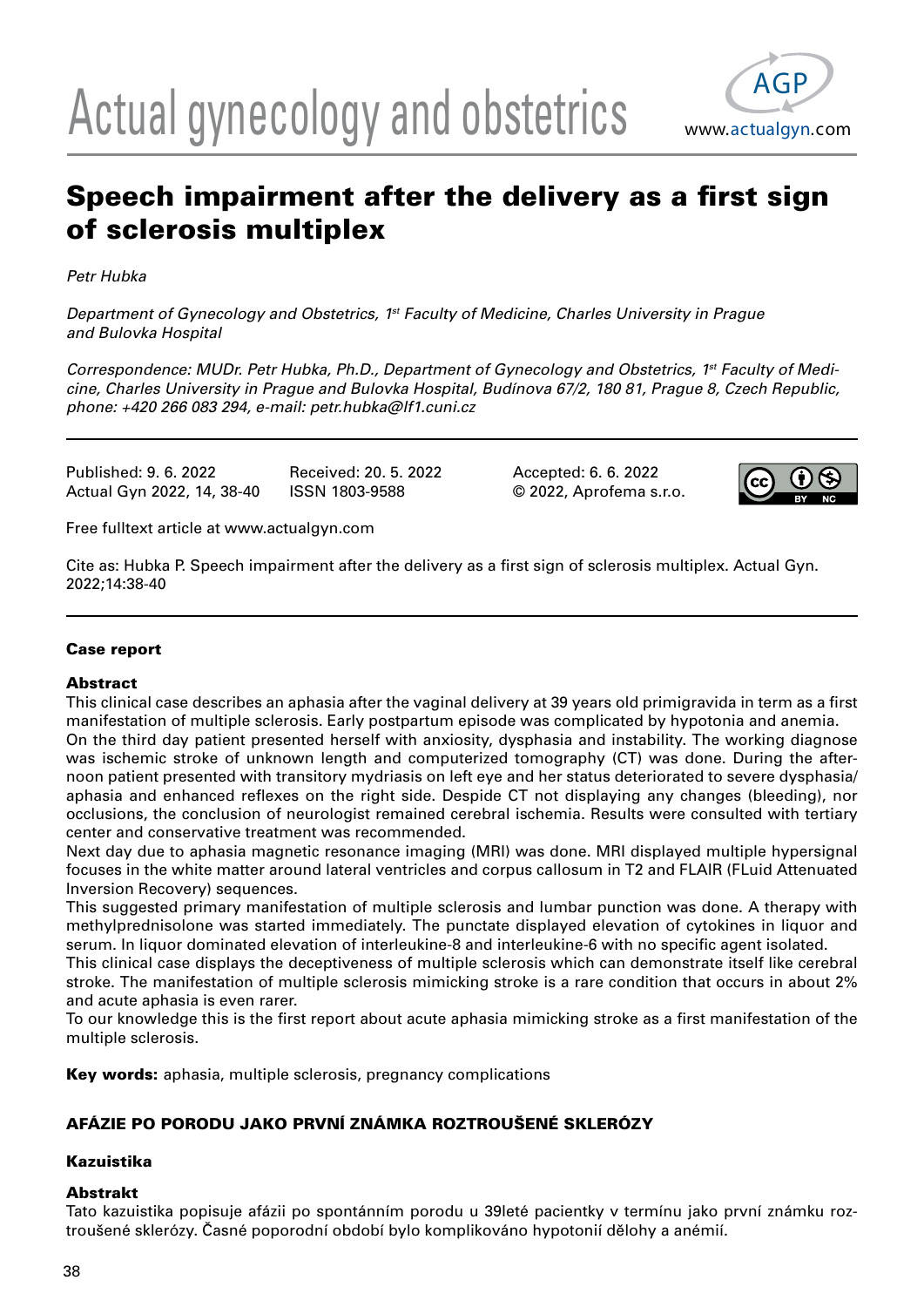# Speech impairment after the delivery as a first sign of sclerosis multiplex

*Petr Hubka*

*Department of Gynecology and Obstetrics, 1st Faculty of Medicine, Charles University in Prague and Bulovka Hospital*

*Correspondence: MUDr. Petr Hubka, Ph.D., Department of Gynecology and Obstetrics, 1st Faculty of Medicine, Charles University in Prague and Bulovka Hospital, Budínova 67/2, 180 81, Prague 8, Czech Republic, phone: +420 266 083 294, e-mail: petr.hubka@lf1.cuni.cz*

Published: 9. 6. 2022
Actual Gyn 2022, 14, 38-40

Received: 20. 5. 2022
ISSN 1803-9588

Accepted: 6. 6. 2022
© 2022, Aprofema s.r.o.

Free fulltext article at www.actualgyn.com

Cite as: Hubka P. Speech impairment after the delivery as a first sign of sclerosis multiplex. Actual Gyn. 2022;14:38-40

**Case report**

### Abstract

This clinical case describes an aphasia after the vaginal delivery at 39 years old primigravida in term as a first manifestation of multiple sclerosis. Early postpartum episode was complicated by hypotonia and anemia.

On the third day patient presented herself with anxiosity, dysphasia and instability. The working diagnose was ischemic stroke of unknown length and computerized tomography (CT) was done. During the afternoon patient presented with transitory mydriasis on left eye and her status deteriorated to severe dysphasia/aphasia and enhanced reflexes on the right side. Despide CT not displaying any changes (bleeding), nor occlusions, the conclusion of neurologist remained cerebral ischemia. Results were consulted with tertiary center and conservative treatment was recommended.

Next day due to aphasia magnetic resonance imaging (MRI) was done. MRI displayed multiple hypersignal focuses in the white matter around lateral ventricles and corpus callosum in T2 and FLAIR (FLuid Attenuated Inversion Recovery) sequences.

This suggested primary manifestation of multiple sclerosis and lumbar punction was done. A therapy with methylprednisolone was started immediately. The punctate displayed elevation of cytokines in liquor and serum. In liquor dominated elevation of interleukine-8 and interleukine-6 with no specific agent isolated.

This clinical case displays the deceptiveness of multiple sclerosis which can demonstrate itself like cerebral stroke. The manifestation of multiple sclerosis mimicking stroke is a rare condition that occurs in about 2% and acute aphasia is even rarer.

To our knowledge this is the first report about acute aphasia mimicking stroke as a first manifestation of the multiple sclerosis.

**Key words:** aphasia, multiple sclerosis, pregnancy complications

## AFÁZIE PO PORODU JAKO PRVNÍ ZNÁMKA ROZTROUŠENÉ SKLERÓZY

**Kazuistika**

### Abstrakt

Tato kazuistika popisuje afázii po spontánním porodu u 39leté pacientky v termínu jako první známku roztroušené sklerózy. Časné poporodní období bylo komplikováno hypotonií dělohy a anémií.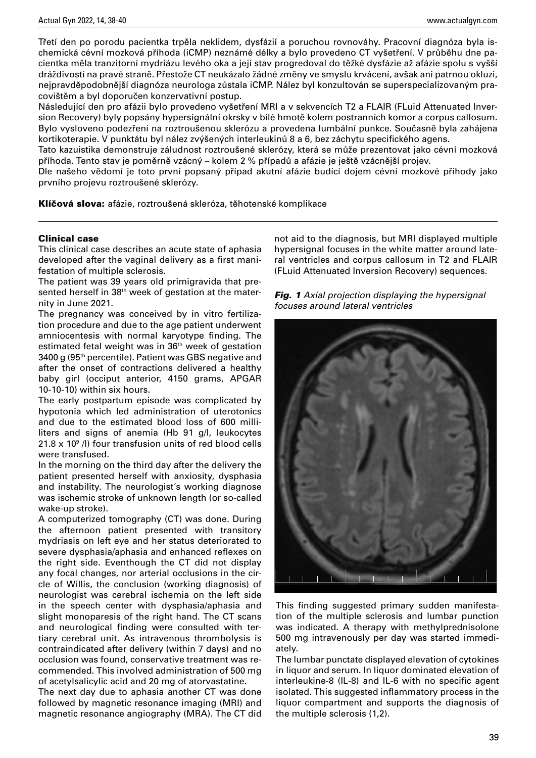Třetí den po porodu pacientka trpěla neklidem, dysfázií a poruchou rovnováhy. Pracovní diagnóza byla ischemická cévní mozková příhoda (iCMP) neznámé délky a bylo provedeno CT vyšetření. V průběhu dne pacientka měla tranzitorní mydriázu levého oka a její stav progredoval do těžké dysfázie až afázie spolu s vyšší dráždivostí na pravé straně. Přestože CT neukázalo žádné změny ve smyslu krvácení, avšak ani patrnou okluzi, nejpravděpodobnější diagnóza neurologa zůstala iCMP. Nález byl konzultován se superspecializovaným pracovištěm a byl doporučen konzervativní postup.

Následující den pro afázii bylo provedeno vyšetření MRI a v sekvencích T2 a FLAIR (FLuid Attenuated Inversion Recovery) byly popsány hypersignální okrsky v bílé hmotě kolem postranních komor a corpus callosum. Bylo vysloveno podezření na roztroušenou sklerózu a provedena lumbální punkce. Současně byla zahájena kortikoterapie. V punktátu byl nález zvýšených interleukinů 8 a 6, bez záchytu specifického agens.

Tato kazuistika demonstruje záludnost roztroušené sklerózy, která se může prezentovat jako cévní mozková příhoda. Tento stav je poměrně vzácný – kolem 2 % případů a afázie je ještě vzácnější projev.

Dle našeho vědomí je toto první popsaný případ akutní afázie budící dojem cévní mozkové příhody jako prvního projevu roztroušené sklerózy.

**Klíčová slova:** afázie, roztroušená skleróza, těhotenské komplikace

## Clinical case

This clinical case describes an acute state of aphasia developed after the vaginal delivery as a first manifestation of multiple sclerosis.

The patient was 39 years old primigravida that presented herself in 38th week of gestation at the maternity in June 2021.

The pregnancy was conceived by in vitro fertilization procedure and due to the age patient underwent amniocentesis with normal karyotype finding. The estimated fetal weight was in 36th week of gestation 3400 g (95th percentile). Patient was GBS negative and after the onset of contractions delivered a healthy baby girl (occiput anterior, 4150 grams, APGAR 10-10-10) within six hours.

The early postpartum episode was complicated by hypotonia which led administration of uterotonics and due to the estimated blood loss of 600 milliliters and signs of anemia (Hb 91 g/l, leukocytes $21.8 \times 10^9$ /l) four transfusion units of red blood cells were transfused.

In the morning on the third day after the delivery the patient presented herself with anxiosity, dysphasia and instability. The neurologist´s working diagnose was ischemic stroke of unknown length (or so-called wake-up stroke).

A computerized tomography (CT) was done. During the afternoon patient presented with transitory mydriasis on left eye and her status deteriorated to severe dysphasia/aphasia and enhanced reflexes on the right side. Eventhough the CT did not display any focal changes, nor arterial occlusions in the circle of Willis, the conclusion (working diagnosis) of neurologist was cerebral ischemia on the left side in the speech center with dysphasia/aphasia and slight monoparesis of the right hand. The CT scans and neurological finding were consulted with tertiary cerebral unit. As intravenous thrombolysis is contraindicated after delivery (within 7 days) and no occlusion was found, conservative treatment was recommended. This involved administration of 500 mg of acetylsalicylic acid and 20 mg of atorvastatine.

The next day due to aphasia another CT was done followed by magnetic resonance imaging (MRI) and magnetic resonance angiography (MRA). The CT did not aid to the diagnosis, but MRI displayed multiple hypersignal focuses in the white matter around lateral ventricles and corpus callosum in T2 and FLAIR (FLuid Attenuated Inversion Recovery) sequences.

***Fig. 1** Axial projection displaying the hypersignal focuses around lateral ventricles*

This finding suggested primary sudden manifestation of the multiple sclerosis and lumbar punction was indicated. A therapy with methylprednisolone 500 mg intravenously per day was started immediately.

The lumbar punctate displayed elevation of cytokines in liquor and serum. In liquor dominated elevation of interleukine-8 (IL-8) and IL-6 with no specific agent isolated. This suggested inflammatory process in the liquor compartment and supports the diagnosis of the multiple sclerosis (1,2).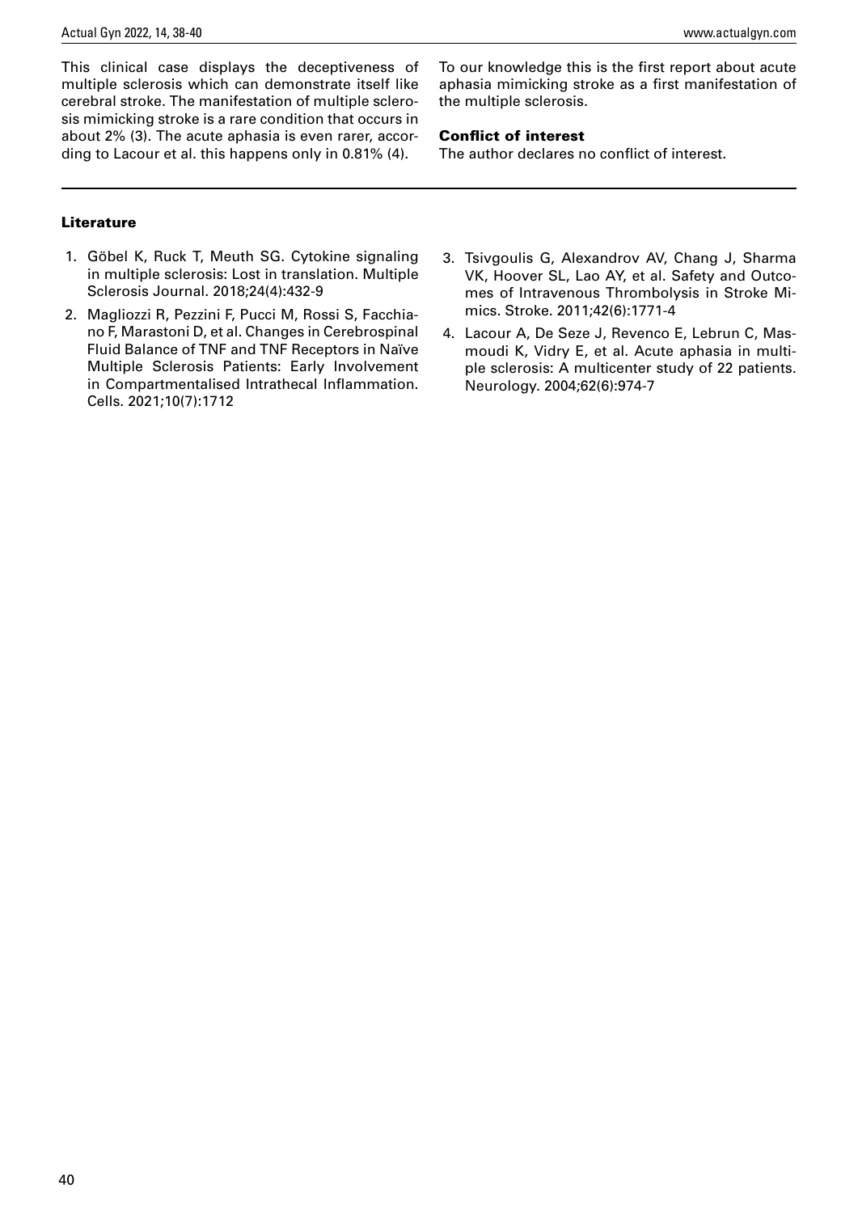This clinical case displays the deceptiveness of multiple sclerosis which can demonstrate itself like cerebral stroke. The manifestation of multiple sclerosis mimicking stroke is a rare condition that occurs in about 2% (3). The acute aphasia is even rarer, according to Lacour et al. this happens only in 0.81% (4).

To our knowledge this is the first report about acute aphasia mimicking stroke as a first manifestation of the multiple sclerosis.

## Conflict of interest

The author declares no conflict of interest.

## Literature

1. Göbel K, Ruck T, Meuth SG. Cytokine signaling in multiple sclerosis: Lost in translation. Multiple Sclerosis Journal. 2018;24(4):432-9
2. Magliozzi R, Pezzini F, Pucci M, Rossi S, Facchiano F, Marastoni D, et al. Changes in Cerebrospinal Fluid Balance of TNF and TNF Receptors in Naïve Multiple Sclerosis Patients: Early Involvement in Compartmentalised Intrathecal Inflammation. Cells. 2021;10(7):1712
3. Tsivgoulis G, Alexandrov AV, Chang J, Sharma VK, Hoover SL, Lao AY, et al. Safety and Outcomes of Intravenous Thrombolysis in Stroke Mimics. Stroke. 2011;42(6):1771-4
4. Lacour A, De Seze J, Revenco E, Lebrun C, Masmoudi K, Vidry E, et al. Acute aphasia in multiple sclerosis: A multicenter study of 22 patients. Neurology. 2004;62(6):974-7